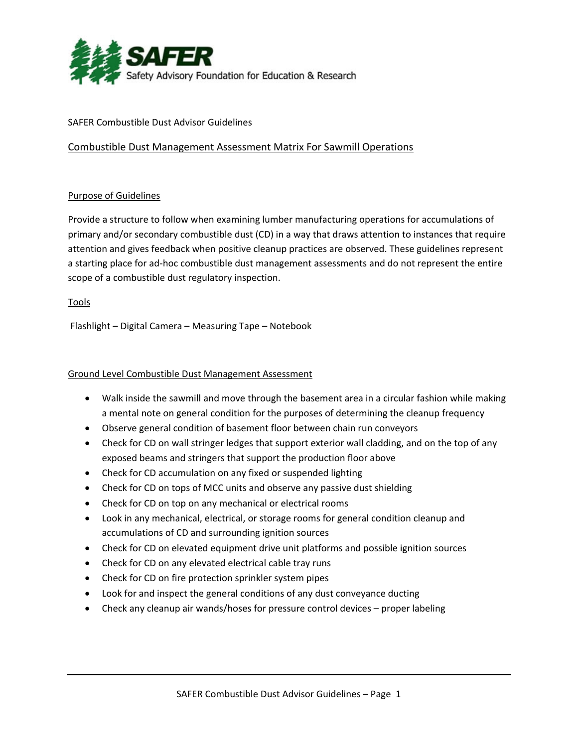**SAFER**
Safety Advisory Foundation for Education & Research

SAFER Combustible Dust Advisor Guidelines

## Combustible Dust Management Assessment Matrix For Sawmill Operations

### Purpose of Guidelines

Provide a structure to follow when examining lumber manufacturing operations for accumulations of primary and/or secondary combustible dust (CD) in a way that draws attention to instances that require attention and gives feedback when positive cleanup practices are observed. These guidelines represent a starting place for ad-hoc combustible dust management assessments and do not represent the entire scope of a combustible dust regulatory inspection.

### Tools

Flashlight – Digital Camera – Measuring Tape – Notebook

### Ground Level Combustible Dust Management Assessment

- Walk inside the sawmill and move through the basement area in a circular fashion while making a mental note on general condition for the purposes of determining the cleanup frequency
- Observe general condition of basement floor between chain run conveyors
- Check for CD on wall stringer ledges that support exterior wall cladding, and on the top of any exposed beams and stringers that support the production floor above
- Check for CD accumulation on any fixed or suspended lighting
- Check for CD on tops of MCC units and observe any passive dust shielding
- Check for CD on top on any mechanical or electrical rooms
- Look in any mechanical, electrical, or storage rooms for general condition cleanup and accumulations of CD and surrounding ignition sources
- Check for CD on elevated equipment drive unit platforms and possible ignition sources
- Check for CD on any elevated electrical cable tray runs
- Check for CD on fire protection sprinkler system pipes
- Look for and inspect the general conditions of any dust conveyance ducting
- Check any cleanup air wands/hoses for pressure control devices – proper labeling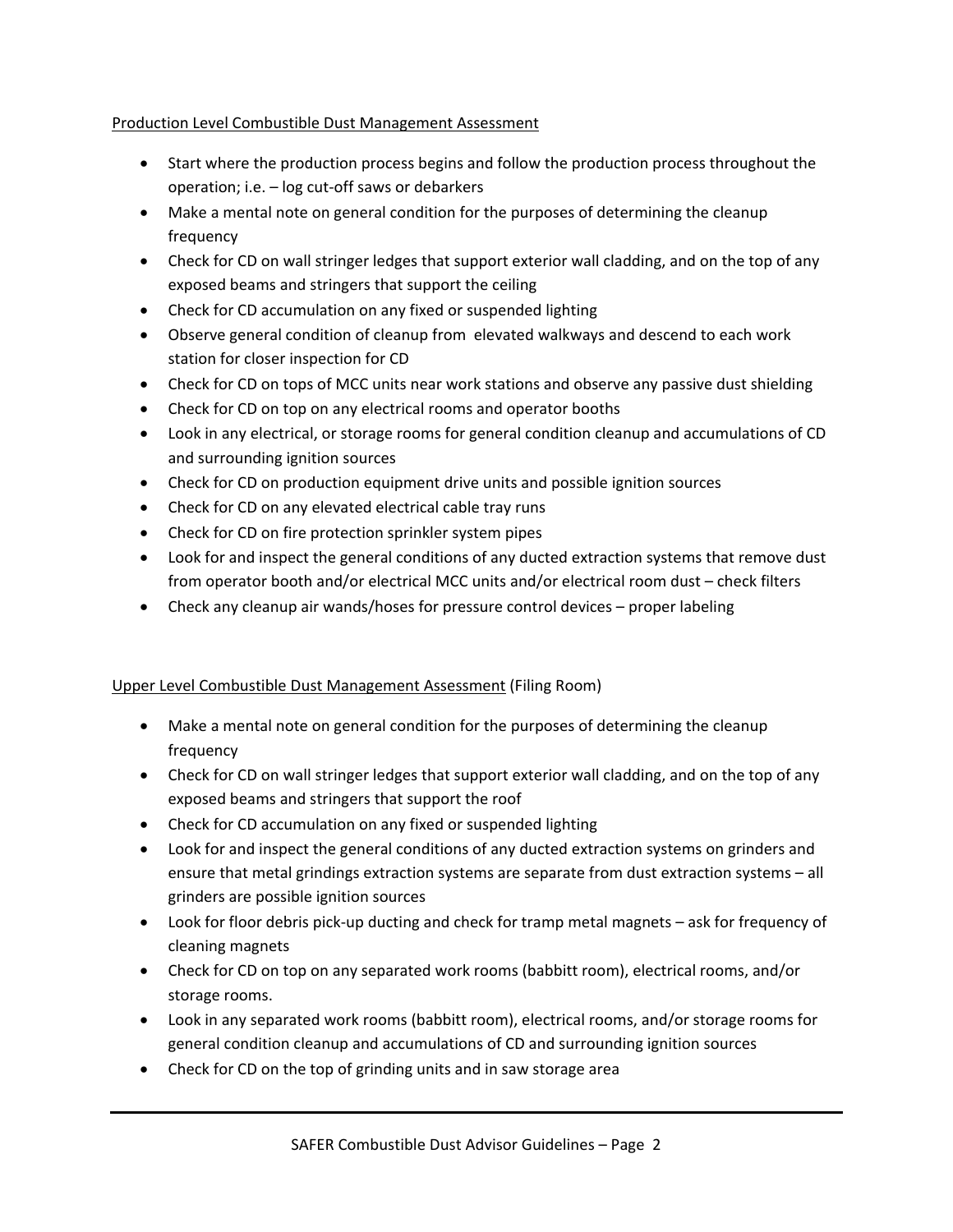Production Level Combustible Dust Management Assessment

- Start where the production process begins and follow the production process throughout the operation; i.e. – log cut-off saws or debarkers
- Make a mental note on general condition for the purposes of determining the cleanup frequency
- Check for CD on wall stringer ledges that support exterior wall cladding, and on the top of any exposed beams and stringers that support the ceiling
- Check for CD accumulation on any fixed or suspended lighting
- Observe general condition of cleanup from elevated walkways and descend to each work station for closer inspection for CD
- Check for CD on tops of MCC units near work stations and observe any passive dust shielding
- Check for CD on top on any electrical rooms and operator booths
- Look in any electrical, or storage rooms for general condition cleanup and accumulations of CD and surrounding ignition sources
- Check for CD on production equipment drive units and possible ignition sources
- Check for CD on any elevated electrical cable tray runs
- Check for CD on fire protection sprinkler system pipes
- Look for and inspect the general conditions of any ducted extraction systems that remove dust from operator booth and/or electrical MCC units and/or electrical room dust – check filters
- Check any cleanup air wands/hoses for pressure control devices – proper labeling

Upper Level Combustible Dust Management Assessment (Filing Room)

- Make a mental note on general condition for the purposes of determining the cleanup frequency
- Check for CD on wall stringer ledges that support exterior wall cladding, and on the top of any exposed beams and stringers that support the roof
- Check for CD accumulation on any fixed or suspended lighting
- Look for and inspect the general conditions of any ducted extraction systems on grinders and ensure that metal grindings extraction systems are separate from dust extraction systems – all grinders are possible ignition sources
- Look for floor debris pick-up ducting and check for tramp metal magnets – ask for frequency of cleaning magnets
- Check for CD on top on any separated work rooms (babbitt room), electrical rooms, and/or storage rooms.
- Look in any separated work rooms (babbitt room), electrical rooms, and/or storage rooms for general condition cleanup and accumulations of CD and surrounding ignition sources
- Check for CD on the top of grinding units and in saw storage area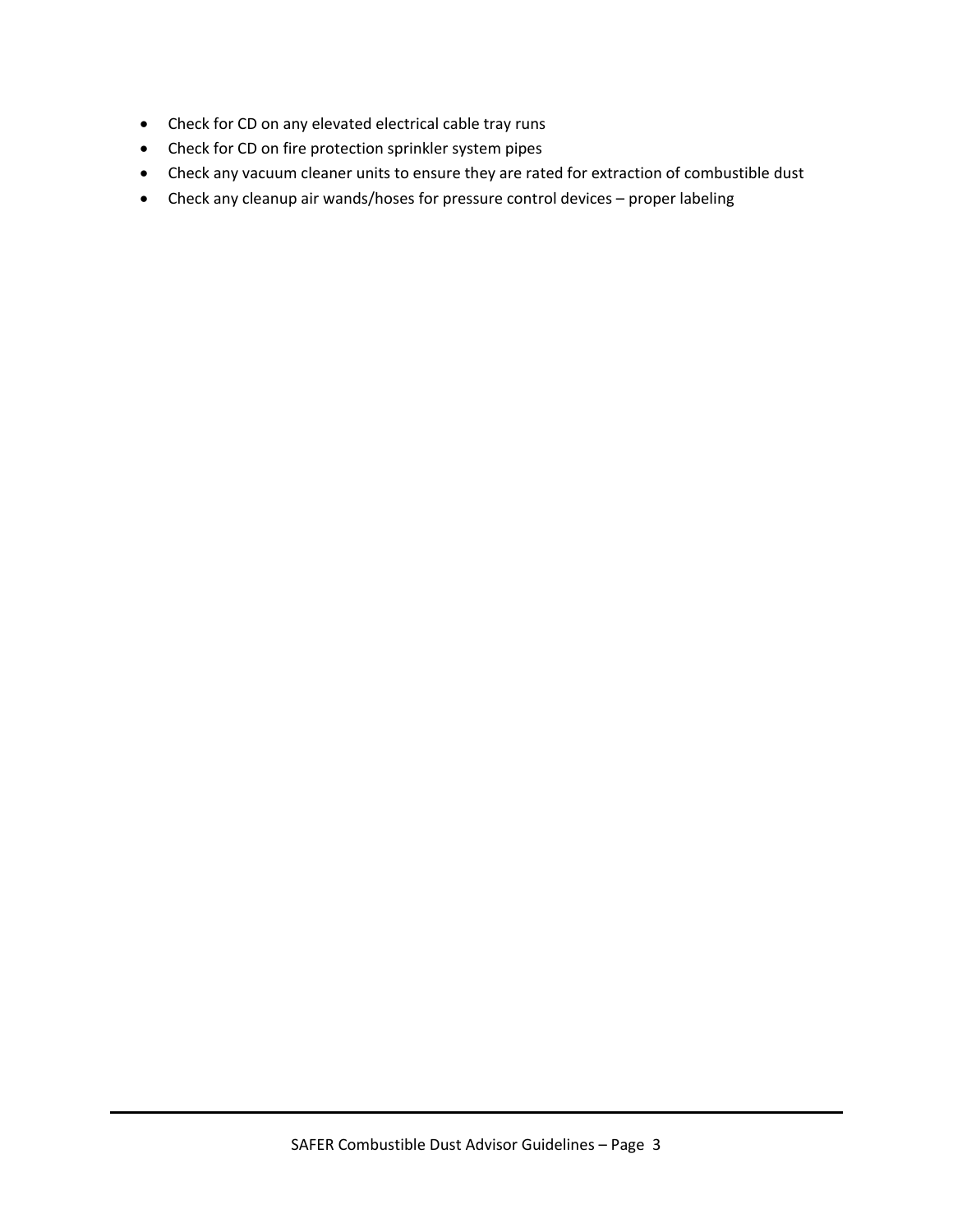- Check for CD on any elevated electrical cable tray runs
- Check for CD on fire protection sprinkler system pipes
- Check any vacuum cleaner units to ensure they are rated for extraction of combustible dust
- Check any cleanup air wands/hoses for pressure control devices – proper labeling